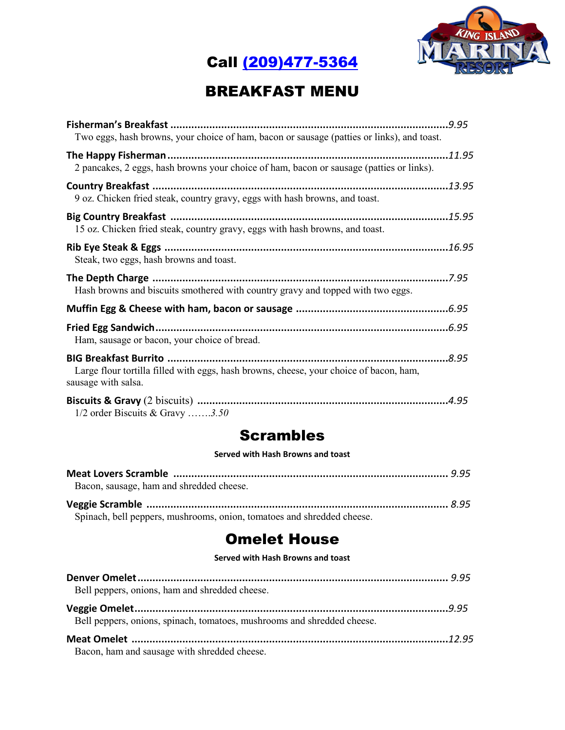Call [(209)477-5364](tel:2094775364)

# BREAKFAST MENU

**Fisherman's Breakfast** ........................................................................................... *9.95*
Two eggs, hash browns, your choice of ham, bacon or sausage (patties or links), and toast.

**The Happy Fisherman** ........................................................................................... *11.95*
2 pancakes, 2 eggs, hash browns your choice of ham, bacon or sausage (patties or links).

**Country Breakfast** ........................................................................................... *13.95*
9 oz. Chicken fried steak, country gravy, eggs with hash browns, and toast.

**Big Country Breakfast** ........................................................................................... *15.95*
15 oz. Chicken fried steak, country gravy, eggs with hash browns, and toast.

**Rib Eye Steak & Eggs** ........................................................................................... *16.95*
Steak, two eggs, hash browns and toast.

**The Depth Charge** ........................................................................................... *7.95*
Hash browns and biscuits smothered with country gravy and topped with two eggs.

**Muffin Egg & Cheese with ham, bacon or sausage** ........................................................................................... *6.95*

**Fried Egg Sandwich** ........................................................................................... *6.95*
Ham, sausage or bacon, your choice of bread.

**BIG Breakfast Burrito** ........................................................................................... *8.95*
Large flour tortilla filled with eggs, hash browns, cheese, your choice of bacon, ham, sausage with salsa.

**Biscuits & Gravy** (2 biscuits) ........................................................................................... *4.95*
1/2 order Biscuits & Gravy …….*3.50*

## Scrambles

**Served with Hash Browns and toast**

**Meat Lovers Scramble** ........................................................................................... 9.95
Bacon, sausage, ham and shredded cheese.

**Veggie Scramble** ........................................................................................... 8.95
Spinach, bell peppers, mushrooms, onion, tomatoes and shredded cheese.

## Omelet House

**Served with Hash Browns and toast**

**Denver Omelet** ........................................................................................... 9.95
Bell peppers, onions, ham and shredded cheese.

**Veggie Omelet** ........................................................................................... 9.95
Bell peppers, onions, spinach, tomatoes, mushrooms and shredded cheese.

**Meat Omelet** ........................................................................................... 12.95
Bacon, ham and sausage with shredded cheese.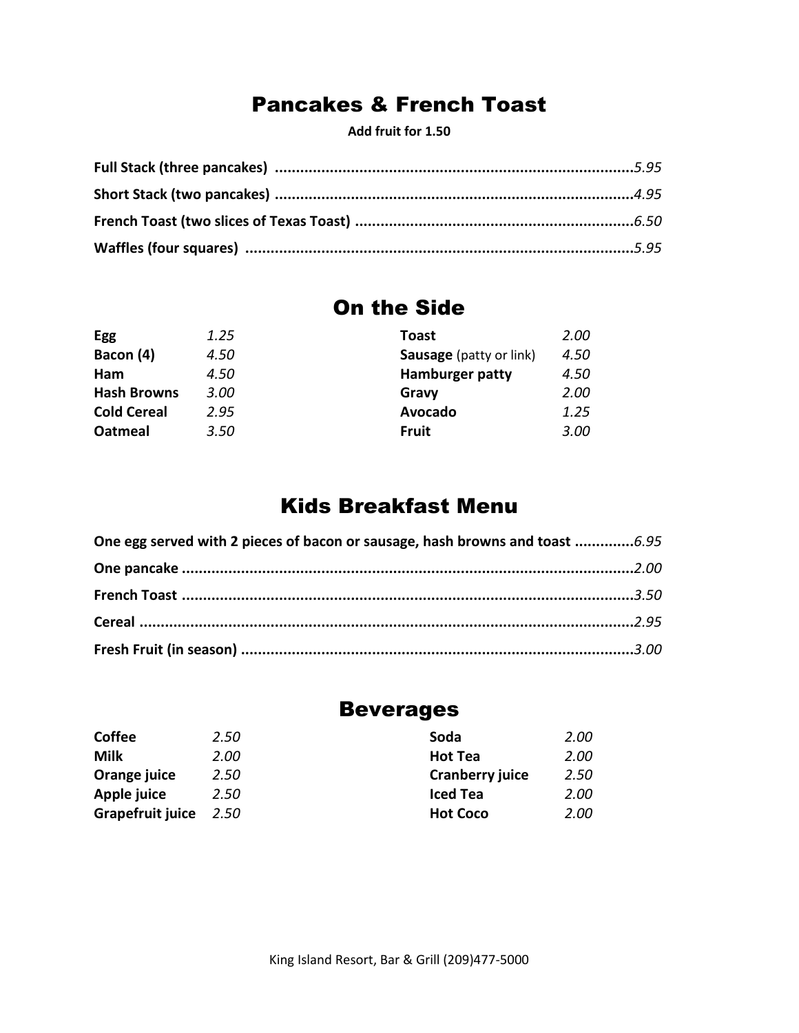## Pancakes & French Toast

**Add fruit for 1.50**

**Full Stack (three pancakes)** ........................................ *5.95*

**Short Stack (two pancakes)** ........................................ *4.95*

**French Toast (two slices of Texas Toast)** ........................................ *6.50*

**Waffles (four squares)** ........................................ *5.95*

## On the Side

| | | | |
|---|---|---|---|
| **Egg** | *1.25* | **Toast** | *2.00* |
| **Bacon (4)** | *4.50* | **Sausage** (patty or link) | *4.50* |
| **Ham** | *4.50* | **Hamburger patty** | *4.50* |
| **Hash Browns** | *3.00* | **Gravy** | *2.00* |
| **Cold Cereal** | *2.95* | **Avocado** | *1.25* |
| **Oatmeal** | *3.50* | **Fruit** | *3.00* |

## Kids Breakfast Menu

**One egg served with 2 pieces of bacon or sausage, hash browns and toast** .............. *6.95*

**One pancake** ........................................ *2.00*

**French Toast** ........................................ *3.50*

**Cereal** ........................................ *2.95*

**Fresh Fruit (in season)** ........................................ *3.00*

## Beverages

| | | | |
|---|---|---|---|
| **Coffee** | *2.50* | **Soda** | *2.00* |
| **Milk** | *2.00* | **Hot Tea** | *2.00* |
| **Orange juice** | *2.50* | **Cranberry juice** | *2.50* |
| **Apple juice** | *2.50* | **Iced Tea** | *2.00* |
| **Grapefruit juice** | *2.50* | **Hot Coco** | *2.00* |

King Island Resort, Bar & Grill (209)477-5000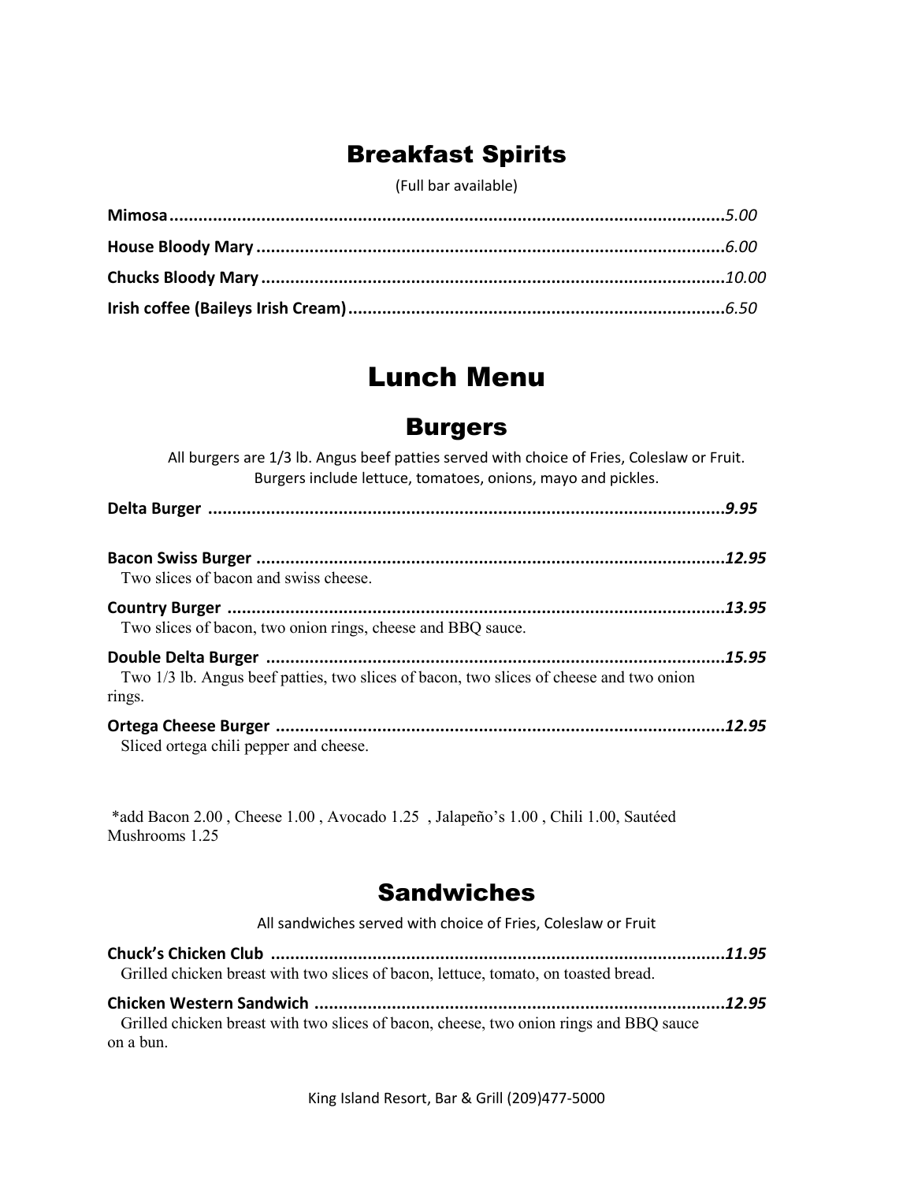# Breakfast Spirits

(Full bar available)

**Mimosa**......................................................................................................*5.00*

**House Bloody Mary**......................................................................................*6.00*

**Chucks Bloody Mary**....................................................................................*10.00*

**Irish coffee (Baileys Irish Cream)**..................................................................*6.50*

# Lunch Menu

## Burgers

All burgers are 1/3 lb. Angus beef patties served with choice of Fries, Coleslaw or Fruit.
Burgers include lettuce, tomatoes, onions, mayo and pickles.

**Delta Burger**...............................................................................................***9.95***

**Bacon Swiss Burger**.....................................................................................***12.95***
Two slices of bacon and swiss cheese.

**Country Burger**............................................................................................***13.95***
Two slices of bacon, two onion rings, cheese and BBQ sauce.

**Double Delta Burger**.....................................................................................***15.95***
Two 1/3 lb. Angus beef patties, two slices of bacon, two slices of cheese and two onion rings.

**Ortega Cheese Burger**...................................................................................***12.95***
Sliced ortega chili pepper and cheese.

*add Bacon 2.00 , Cheese 1.00 , Avocado 1.25 , Jalapeño's 1.00 , Chili 1.00, Sautéed Mushrooms 1.25

## Sandwiches

All sandwiches served with choice of Fries, Coleslaw or Fruit

**Chuck's Chicken Club**...................................................................................***11.95***
Grilled chicken breast with two slices of bacon, lettuce, tomato, on toasted bread.

**Chicken Western Sandwich**..........................................................................***12.95***
Grilled chicken breast with two slices of bacon, cheese, two onion rings and BBQ sauce on a bun.

King Island Resort, Bar & Grill (209)477-5000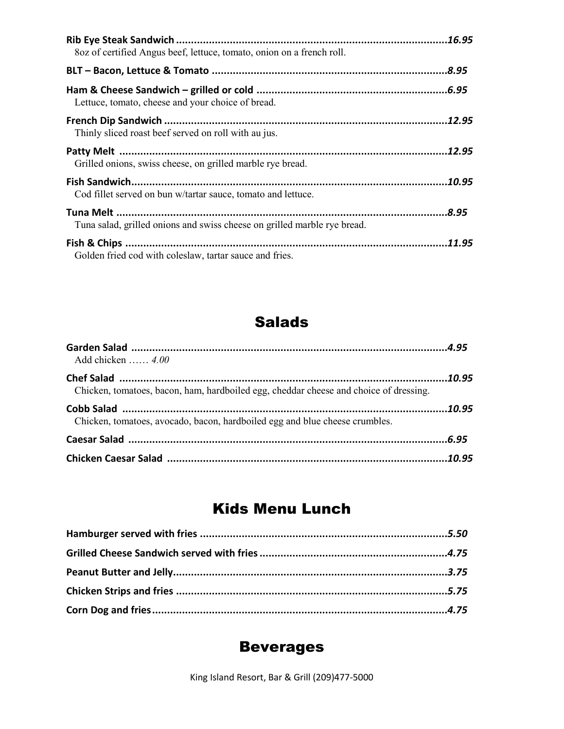**Rib Eye Steak Sandwich** ........................................................................................... ***16.95***
8oz of certified Angus beef, lettuce, tomato, onion on a french roll.

**BLT – Bacon, Lettuce & Tomato** ............................................................................. ***8.95***

**Ham & Cheese Sandwich – grilled or cold** ............................................................... ***6.95***
Lettuce, tomato, cheese and your choice of bread.

**French Dip Sandwich** ............................................................................................... ***12.95***
Thinly sliced roast beef served on roll with au jus.

**Patty Melt** ................................................................................................................ ***12.95***
Grilled onions, swiss cheese, on grilled marble rye bread.

**Fish Sandwich**.......................................................................................................... ***10.95***
Cod fillet served on bun w/tartar sauce, tomato and lettuce.

**Tuna Melt** ................................................................................................................ ***8.95***
Tuna salad, grilled onions and swiss cheese on grilled marble rye bread.

**Fish & Chips** ........................................................................................................... ***11.95***
Golden fried cod with coleslaw, tartar sauce and fries.

## Salads

**Garden Salad** .......................................................................................................... ***4.95***
Add chicken …… *4.00*

**Chef Salad** .............................................................................................................. ***10.95***
Chicken, tomatoes, bacon, ham, hardboiled egg, cheddar cheese and choice of dressing.

**Cobb Salad** .............................................................................................................. ***10.95***
Chicken, tomatoes, avocado, bacon, hardboiled egg and blue cheese crumbles.

**Caesar Salad** ........................................................................................................... ***6.95***

**Chicken Caesar Salad** .............................................................................................. ***10.95***

## Kids Menu Lunch

**Hamburger served with fries** .................................................................................. ***5.50***

**Grilled Cheese Sandwich served with fries** ............................................................. ***4.75***

**Peanut Butter and Jelly**............................................................................................ ***3.75***

**Chicken Strips and fries** .......................................................................................... ***5.75***

**Corn Dog and fries**................................................................................................... ***4.75***

## Beverages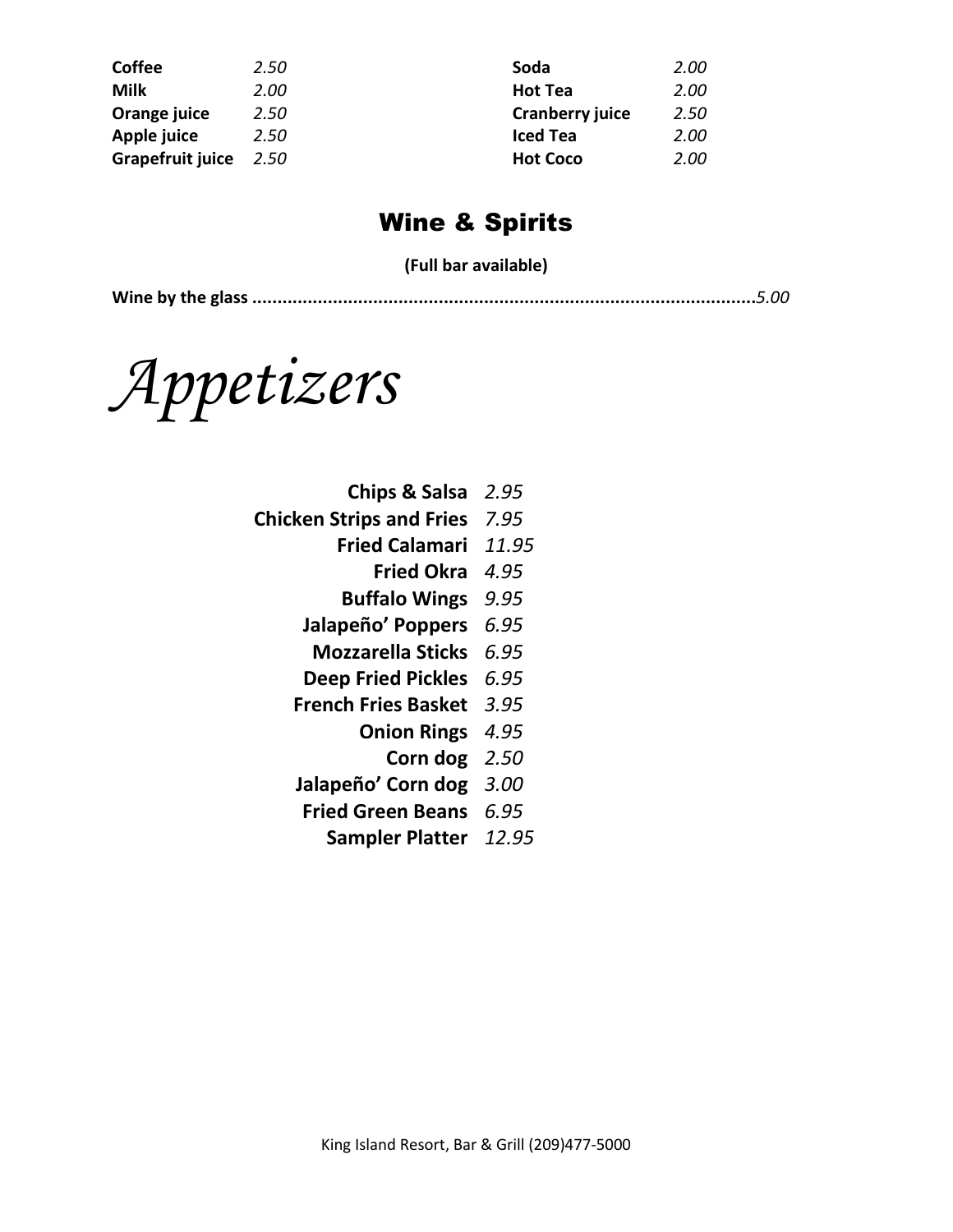| | | | |
|---|---|---|---|
| **Coffee** | *2.50* | **Soda** | *2.00* |
| **Milk** | *2.00* | **Hot Tea** | *2.00* |
| **Orange juice** | *2.50* | **Cranberry juice** | *2.50* |
| **Apple juice** | *2.50* | **Iced Tea** | *2.00* |
| **Grapefruit juice** | *2.50* | **Hot Coco** | *2.00* |

## Wine & Spirits

**(Full bar available)**

**Wine by the glass ...................................................................................................***5.00*

# *Appetizers*

| | |
|---|---|
| **Chips & Salsa** | *2.95* |
| **Chicken Strips and Fries** | *7.95* |
| **Fried Calamari** | *11.95* |
| **Fried Okra** | *4.95* |
| **Buffalo Wings** | *9.95* |
| **Jalapeño' Poppers** | *6.95* |
| **Mozzarella Sticks** | *6.95* |
| **Deep Fried Pickles** | *6.95* |
| **French Fries Basket** | *3.95* |
| **Onion Rings** | *4.95* |
| **Corn dog** | *2.50* |
| **Jalapeño' Corn dog** | *3.00* |
| **Fried Green Beans** | *6.95* |
| **Sampler Platter** | *12.95* |